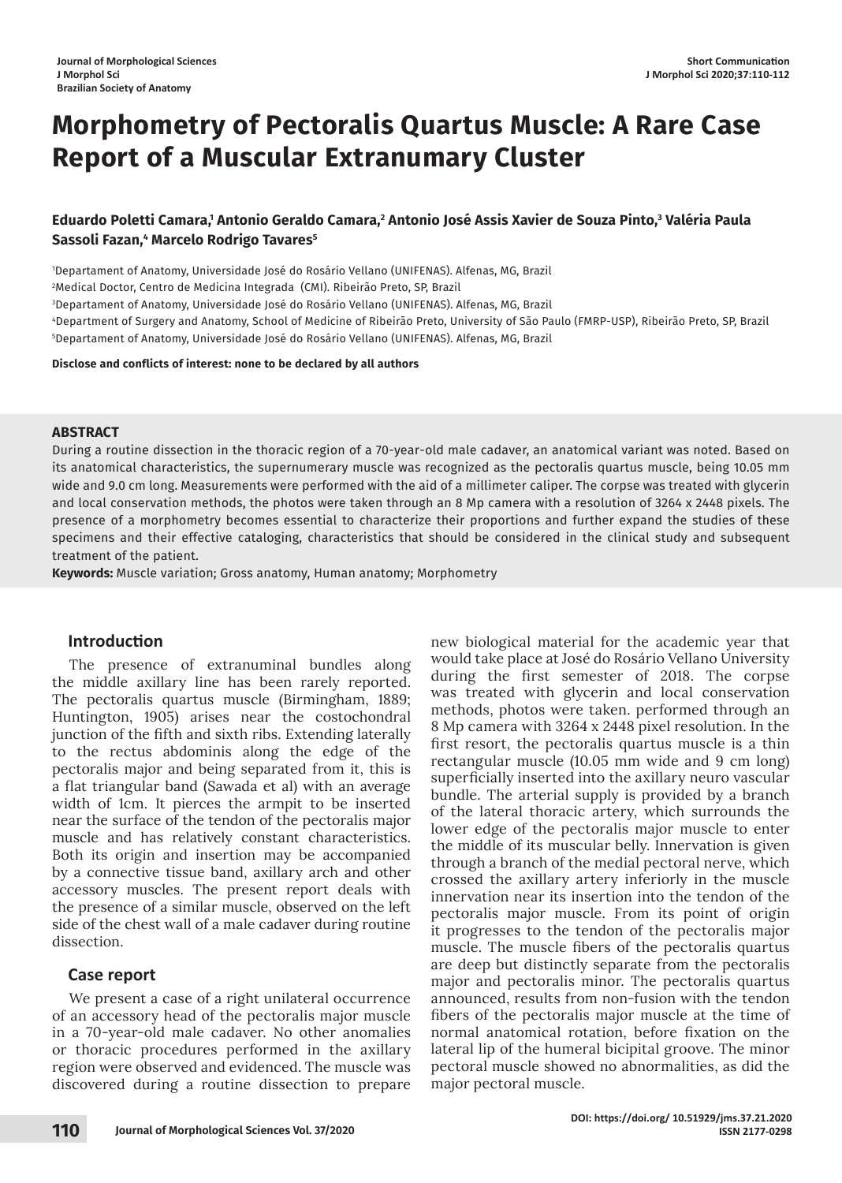Journal of Morphological Sciences
J Morphol Sci
Brazilian Society of Anatomy

Short Communication

# Morphometry of Pectoralis Quartus Muscle: A Rare Case Report of a Muscular Extranumary Cluster

**Eduardo Poletti Camara,[1] Antonio Geraldo Camara,[2] Antonio José Assis Xavier de Souza Pinto,[3] Valéria Paula Sassoli Fazan,[4] Marcelo Rodrigo Tavares[5]**

[1]Departament of Anatomy, Universidade José do Rosário Vellano (UNIFENAS). Alfenas, MG, Brazil
[2]Medical Doctor, Centro de Medicina Integrada (CMI). Ribeirão Preto, SP, Brazil
[3]Departament of Anatomy, Universidade José do Rosário Vellano (UNIFENAS). Alfenas, MG, Brazil
[4]Department of Surgery and Anatomy, School of Medicine of Ribeirão Preto, University of São Paulo (FMRP-USP), Ribeirão Preto, SP, Brazil
[5]Departament of Anatomy, Universidade José do Rosário Vellano (UNIFENAS). Alfenas, MG, Brazil

**Disclose and conflicts of interest: none to be declared by all authors**

**ABSTRACT**

During a routine dissection in the thoracic region of a 70-year-old male cadaver, an anatomical variant was noted. Based on its anatomical characteristics, the supernumerary muscle was recognized as the pectoralis quartus muscle, being 10.05 mm wide and 9.0 cm long. Measurements were performed with the aid of a millimeter caliper. The corpse was treated with glycerin and local conservation methods, the photos were taken through an 8 Mp camera with a resolution of 3264 x 2448 pixels. The presence of a morphometry becomes essential to characterize their proportions and further expand the studies of these specimens and their effective cataloging, characteristics that should be considered in the clinical study and subsequent treatment of the patient.

**Keywords:** Muscle variation; Gross anatomy, Human anatomy; Morphometry

## Introduction

The presence of extranuminal bundles along the middle axillary line has been rarely reported. The pectoralis quartus muscle (Birmingham, 1889; Huntington, 1905) arises near the costochondral junction of the fifth and sixth ribs. Extending laterally to the rectus abdominis along the edge of the pectoralis major and being separated from it, this is a flat triangular band (Sawada et al) with an average width of 1cm. It pierces the armpit to be inserted near the surface of the tendon of the pectoralis major muscle and has relatively constant characteristics. Both its origin and insertion may be accompanied by a connective tissue band, axillary arch and other accessory muscles. The present report deals with the presence of a similar muscle, observed on the left side of the chest wall of a male cadaver during routine dissection.

## Case report

We present a case of a right unilateral occurrence of an accessory head of the pectoralis major muscle in a 70-year-old male cadaver. No other anomalies or thoracic procedures performed in the axillary region were observed and evidenced. The muscle was discovered during a routine dissection to prepare new biological material for the academic year that would take place at José do Rosário Vellano University during the first semester of 2018. The corpse was treated with glycerin and local conservation methods, photos were taken. performed through an 8 Mp camera with 3264 x 2448 pixel resolution. In the first resort, the pectoralis quartus muscle is a thin rectangular muscle (10.05 mm wide and 9 cm long) superficially inserted into the axillary neuro vascular bundle. The arterial supply is provided by a branch of the lateral thoracic artery, which surrounds the lower edge of the pectoralis major muscle to enter the middle of its muscular belly. Innervation is given through a branch of the medial pectoral nerve, which crossed the axillary artery inferiorly in the muscle innervation near its insertion into the tendon of the pectoralis major muscle. From its point of origin it progresses to the tendon of the pectoralis major muscle. The muscle fibers of the pectoralis quartus are deep but distinctly separate from the pectoralis major and pectoralis minor. The pectoralis quartus announced, results from non-fusion with the tendon fibers of the pectoralis major muscle at the time of normal anatomical rotation, before fixation on the lateral lip of the humeral bicipital groove. The minor pectoral muscle showed no abnormalities, as did the major pectoral muscle.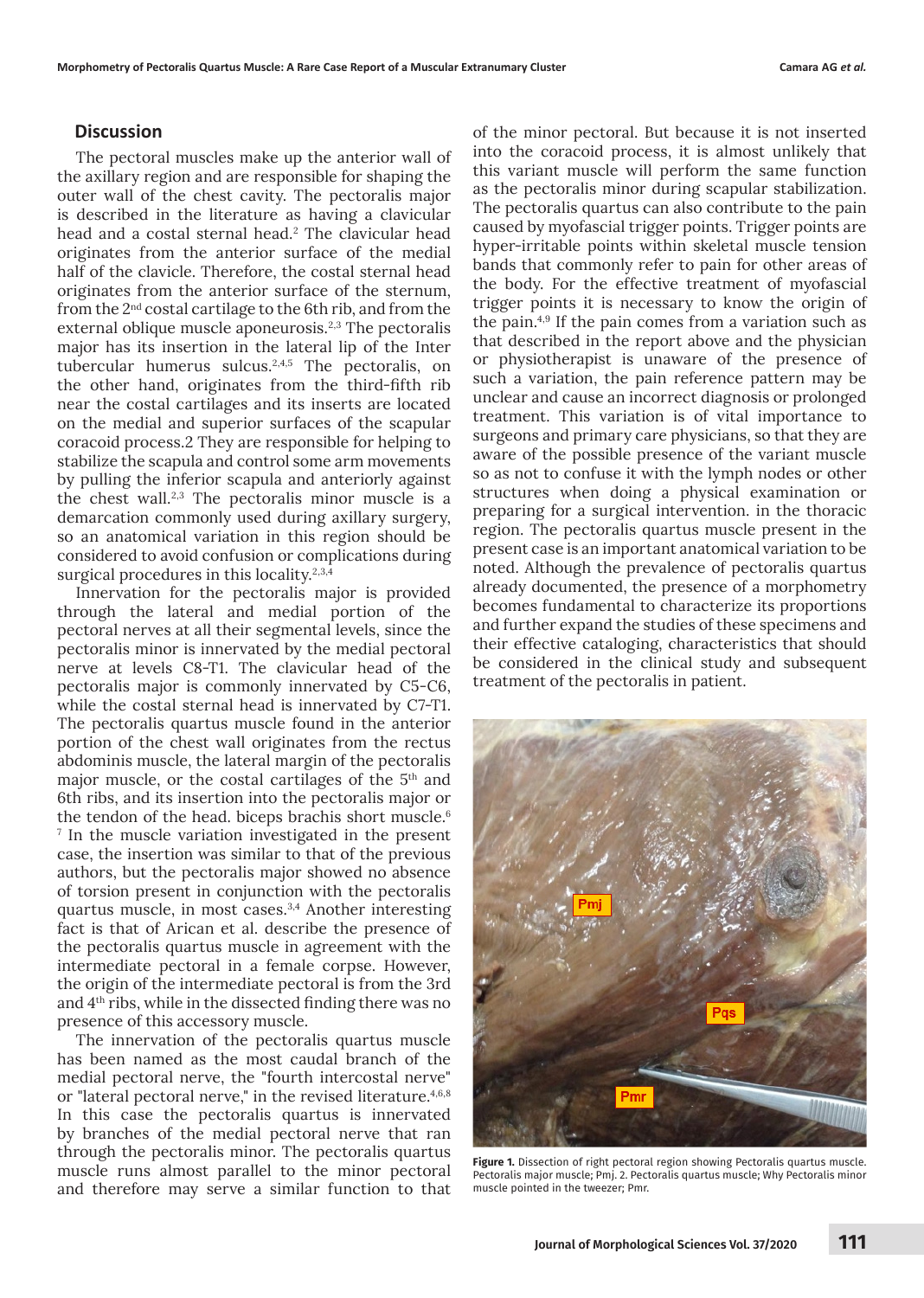## Discussion

The pectoral muscles make up the anterior wall of the axillary region and are responsible for shaping the outer wall of the chest cavity. The pectoralis major is described in the literature as having a clavicular head and a costal sternal head.[2] The clavicular head originates from the anterior surface of the medial half of the clavicle. Therefore, the costal sternal head originates from the anterior surface of the sternum, from the 2nd costal cartilage to the 6th rib, and from the external oblique muscle aponeurosis.[2,3] The pectoralis major has its insertion in the lateral lip of the Inter tubercular humerus sulcus.[2,4,5] The pectoralis, on the other hand, originates from the third-fifth rib near the costal cartilages and its inserts are located on the medial and superior surfaces of the scapular coracoid process.2 They are responsible for helping to stabilize the scapula and control some arm movements by pulling the inferior scapula and anteriorly against the chest wall.[2,3] The pectoralis minor muscle is a demarcation commonly used during axillary surgery, so an anatomical variation in this region should be considered to avoid confusion or complications during surgical procedures in this locality.[2,3,4]

Innervation for the pectoralis major is provided through the lateral and medial portion of the pectoral nerves at all their segmental levels, since the pectoralis minor is innervated by the medial pectoral nerve at levels C8-T1. The clavicular head of the pectoralis major is commonly innervated by C5-C6, while the costal sternal head is innervated by C7-T1. The pectoralis quartus muscle found in the anterior portion of the chest wall originates from the rectus abdominis muscle, the lateral margin of the pectoralis major muscle, or the costal cartilages of the 5th and 6th ribs, and its insertion into the pectoralis major or the tendon of the head. biceps brachis short muscle.[6] [7] In the muscle variation investigated in the present case, the insertion was similar to that of the previous authors, but the pectoralis major showed no absence of torsion present in conjunction with the pectoralis quartus muscle, in most cases.[3,4] Another interesting fact is that of Arican et al. describe the presence of the pectoralis quartus muscle in agreement with the intermediate pectoral in a female corpse. However, the origin of the intermediate pectoral is from the 3rd and 4th ribs, while in the dissected finding there was no presence of this accessory muscle.

The innervation of the pectoralis quartus muscle has been named as the most caudal branch of the medial pectoral nerve, the "fourth intercostal nerve" or "lateral pectoral nerve," in the revised literature.[4,6,8] In this case the pectoralis quartus is innervated by branches of the medial pectoral nerve that ran through the pectoralis minor. The pectoralis quartus muscle runs almost parallel to the minor pectoral and therefore may serve a similar function to that of the minor pectoral. But because it is not inserted into the coracoid process, it is almost unlikely that this variant muscle will perform the same function as the pectoralis minor during scapular stabilization. The pectoralis quartus can also contribute to the pain caused by myofascial trigger points. Trigger points are hyper-irritable points within skeletal muscle tension bands that commonly refer to pain for other areas of the body. For the effective treatment of myofascial trigger points it is necessary to know the origin of the pain.[4,9] If the pain comes from a variation such as that described in the report above and the physician or physiotherapist is unaware of the presence of such a variation, the pain reference pattern may be unclear and cause an incorrect diagnosis or prolonged treatment. This variation is of vital importance to surgeons and primary care physicians, so that they are aware of the possible presence of the variant muscle so as not to confuse it with the lymph nodes or other structures when doing a physical examination or preparing for a surgical intervention. in the thoracic region. The pectoralis quartus muscle present in the present case is an important anatomical variation to be noted. Although the prevalence of pectoralis quartus already documented, the presence of a morphometry becomes fundamental to characterize its proportions and further expand the studies of these specimens and their effective cataloging, characteristics that should be considered in the clinical study and subsequent treatment of the pectoralis in patient.

**Figure 1.** Dissection of right pectoral region showing Pectoralis quartus muscle. Pectoralis major muscle; Pmj. 2. Pectoralis quartus muscle; Why Pectoralis minor muscle pointed in the tweezer; Pmr.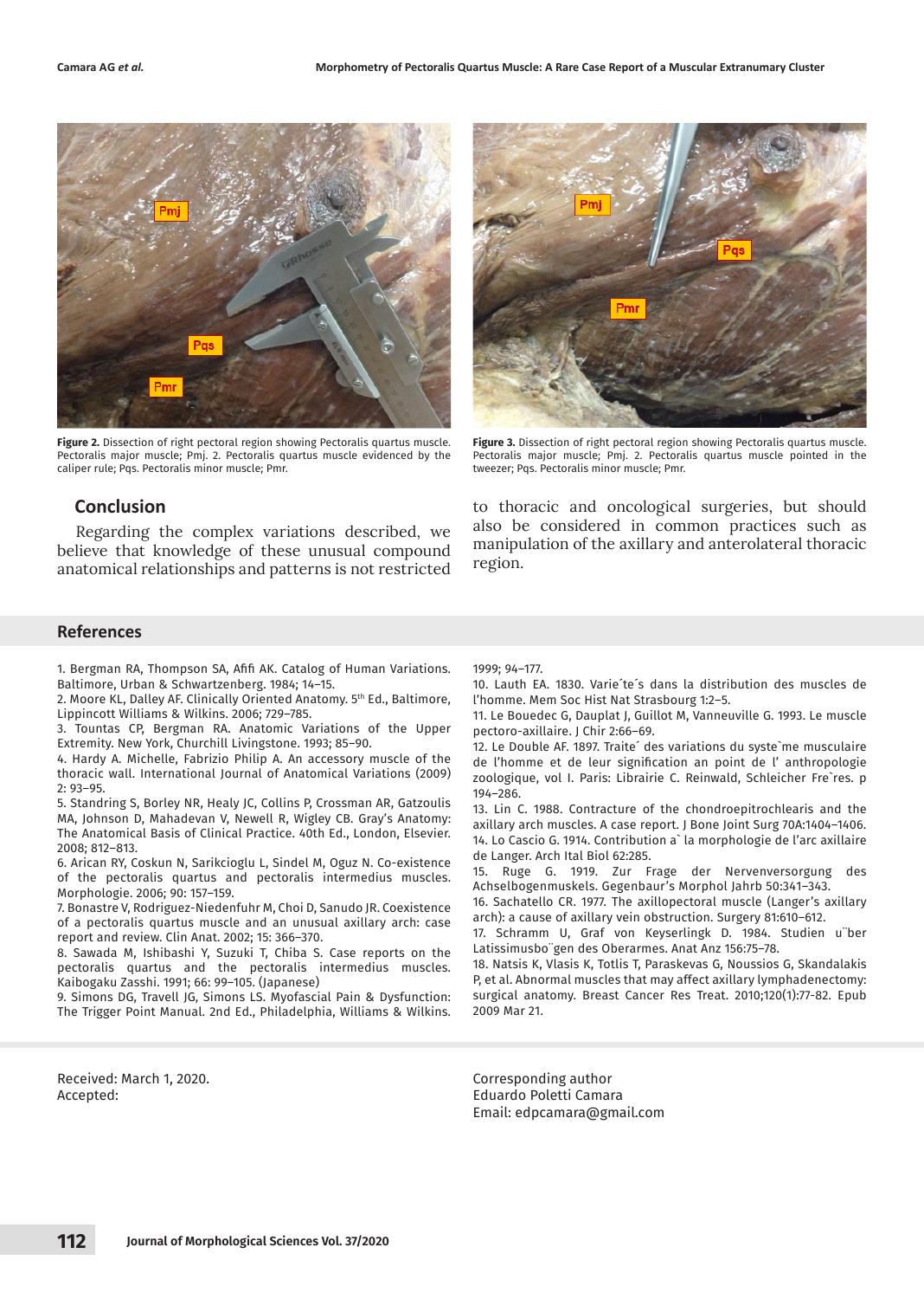Figure 2. Dissection of right pectoral region showing Pectoralis quartus muscle. Pectoralis major muscle; Pmj. 2. Pectoralis quartus muscle evidenced by the caliper rule; Pqs. Pectoralis minor muscle; Pmr.

Figure 3. Dissection of right pectoral region showing Pectoralis quartus muscle. Pectoralis major muscle; Pmj. 2. Pectoralis quartus muscle pointed in the tweezer; Pqs. Pectoralis minor muscle; Pmr.

## Conclusion

Regarding the complex variations described, we believe that knowledge of these unusual compound anatomical relationships and patterns is not restricted to thoracic and oncological surgeries, but should also be considered in common practices such as manipulation of the axillary and anterolateral thoracic region.

## References

1. Bergman RA, Thompson SA, Afifi AK. Catalog of Human Variations. Baltimore, Urban & Schwartzenberg. 1984; 14–15.
2. Moore KL, Dalley AF. Clinically Oriented Anatomy. 5th Ed., Baltimore, Lippincott Williams & Wilkins. 2006; 729–785.
3. Toutas CP, Bergman RA. Anatomic Variations of the Upper Extremity. New York, Churchill Livingstone. 1993; 85–90.
4. Hardy A. Michelle, Fabrizio Philip A. An accessory muscle of the thoracic wall. International Journal of Anatomical Variations (2009) 2: 93–95.
5. Standring S, Borley NR, Healy JC, Collins P, Crossman AR, Gatzoulis MA, Johnson D, Mahadevan V, Newell R, Wigley CB. Gray's Anatomy: The Anatomical Basis of Clinical Practice. 40th Ed., London, Elsevier. 2008; 812–813.
6. Arican RY, Coskun N, Sarikcioglu L, Sindel M, Oguz N. Co-existence of the pectoralis quartus and pectoralis intermedius muscles. Morphologie. 2006; 90: 157–159.
7. Bonastre V, Rodriguez-Niedenfuhr M, Choi D, Sanudo JR. Coexistence of a pectoralis quartus muscle and an unusual axillary arch: case report and review. Clin Anat. 2002; 15: 366–370.
8. Sawada M, Ishibashi Y, Suzuki T, Chiba S. Case reports on the pectoralis quartus and the pectoralis intermedius muscles. Kaibogaku Zasshi. 1991; 66: 99–105. (Japanese)
9. Simons DG, Travell JG, Simons LS. Myofascial Pain & Dysfunction: The Trigger Point Manual. 2nd Ed., Philadelphia, Williams & Wilkins. 1999; 94–177.
10. Lauth EA. 1830. Varie´te´s dans la distribution des muscles de l'homme. Mem Soc Hist Nat Strasbourg 1:2–5.
11. Le Bouedec G, Dauplat J, Guillot M, Vanneuville G. 1993. Le muscle pectoro-axillaire. J Chir 2:66–69.
12. Le Double AF. 1897. Traite´ des variations du syste`me musculaire de l'homme et de leur signification an point de l' anthropologie zoologique, vol I. Paris: Librairie C. Reinwald, Schleicher Fre`res. p 194–286.
13. Lin C. 1988. Contracture of the chondroepitrochlearis and the axillary arch muscles. A case report. J Bone Joint Surg 70A:1404–1406.
14. Lo Cascio G. 1914. Contribution a` la morphologie de l'arc axillaire de Langer. Arch Ital Biol 62:285.
15. Ruge G. 1919. Zur Frage der Nervenversorgung des Achselbogenmuskels. Gegenbaur's Morphol Jahrb 50:341–343.
16. Sachatello CR. 1977. The axillopectoral muscle (Langer's axillary arch): a cause of axillary vein obstruction. Surgery 81:610–612.
17. Schramm U, Graf von Keyserlingk D. 1984. Studien u¨ber Latissimusbo¨gen des Oberarmes. Anat Anz 156:75–78.
18. Natsis K, Vlasis K, Totlis T, Paraskevas G, Noussios G, Skandalakis P, et al. Abnormal muscles that may affect axillary lymphadenectomy: surgical anatomy. Breast Cancer Res Treat. 2010;120(1):77-82. Epub 2009 Mar 21.

Received: March 1, 2020.
Accepted:

Corresponding author
Eduardo Poletti Camara
Email: edpcamara@gmail.com